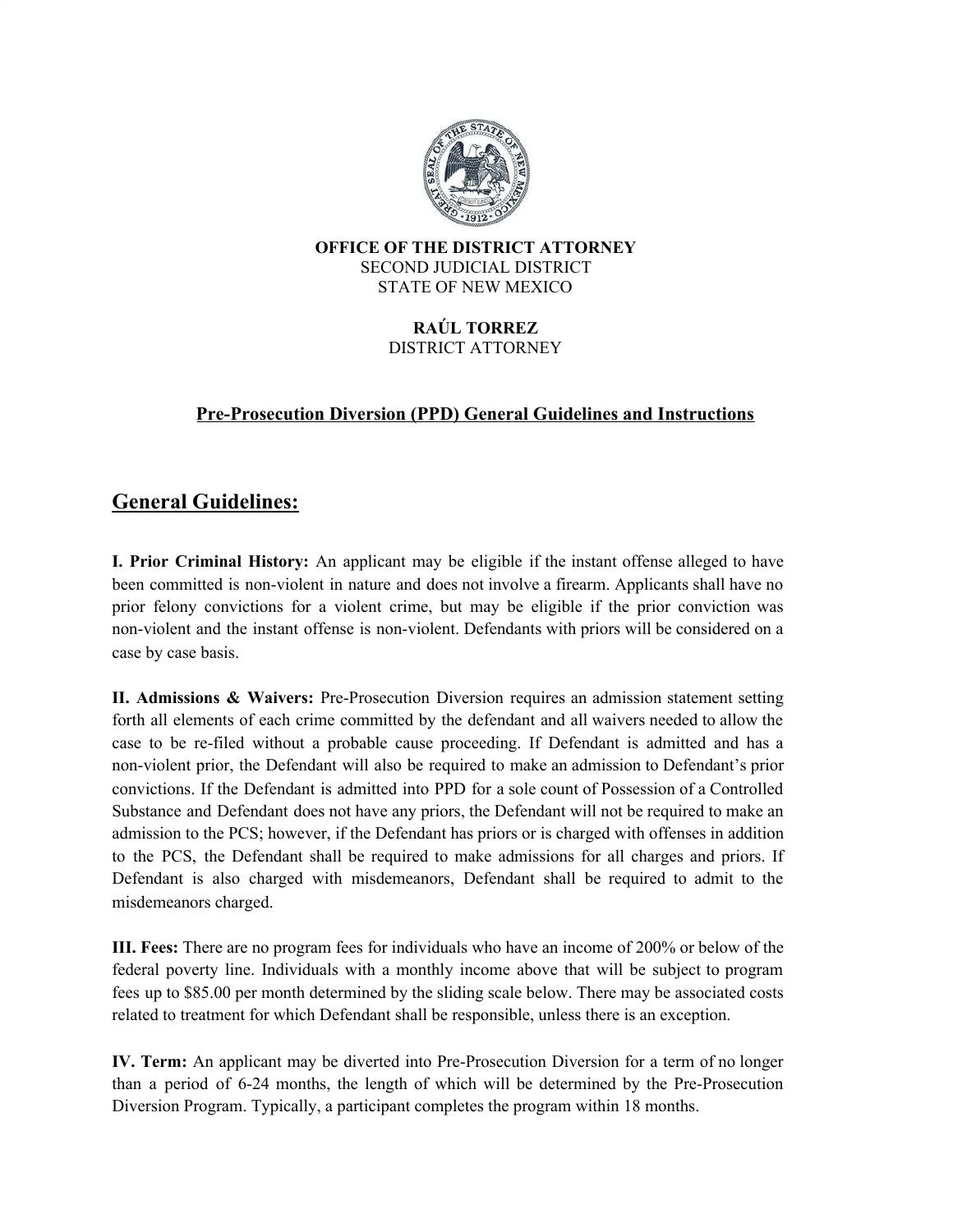**OFFICE OF THE DISTRICT ATTORNEY**
SECOND JUDICIAL DISTRICT
STATE OF NEW MEXICO

**RAÚL TORREZ**
DISTRICT ATTORNEY

**Pre-Prosecution Diversion (PPD) General Guidelines and Instructions**

## General Guidelines:

**I. Prior Criminal History:** An applicant may be eligible if the instant offense alleged to have been committed is non-violent in nature and does not involve a firearm. Applicants shall have no prior felony convictions for a violent crime, but may be eligible if the prior conviction was non-violent and the instant offense is non-violent. Defendants with priors will be considered on a case by case basis.

**II. Admissions & Waivers:** Pre-Prosecution Diversion requires an admission statement setting forth all elements of each crime committed by the defendant and all waivers needed to allow the case to be re-filed without a probable cause proceeding. If Defendant is admitted and has a non-violent prior, the Defendant will also be required to make an admission to Defendant's prior convictions. If the Defendant is admitted into PPD for a sole count of Possession of a Controlled Substance and Defendant does not have any priors, the Defendant will not be required to make an admission to the PCS; however, if the Defendant has priors or is charged with offenses in addition to the PCS, the Defendant shall be required to make admissions for all charges and priors. If Defendant is also charged with misdemeanors, Defendant shall be required to admit to the misdemeanors charged.

**III. Fees:** There are no program fees for individuals who have an income of 200% or below of the federal poverty line. Individuals with a monthly income above that will be subject to program fees up to $85.00 per month determined by the sliding scale below. There may be associated costs related to treatment for which Defendant shall be responsible, unless there is an exception.

**IV. Term:** An applicant may be diverted into Pre-Prosecution Diversion for a term of no longer than a period of 6-24 months, the length of which will be determined by the Pre-Prosecution Diversion Program. Typically, a participant completes the program within 18 months.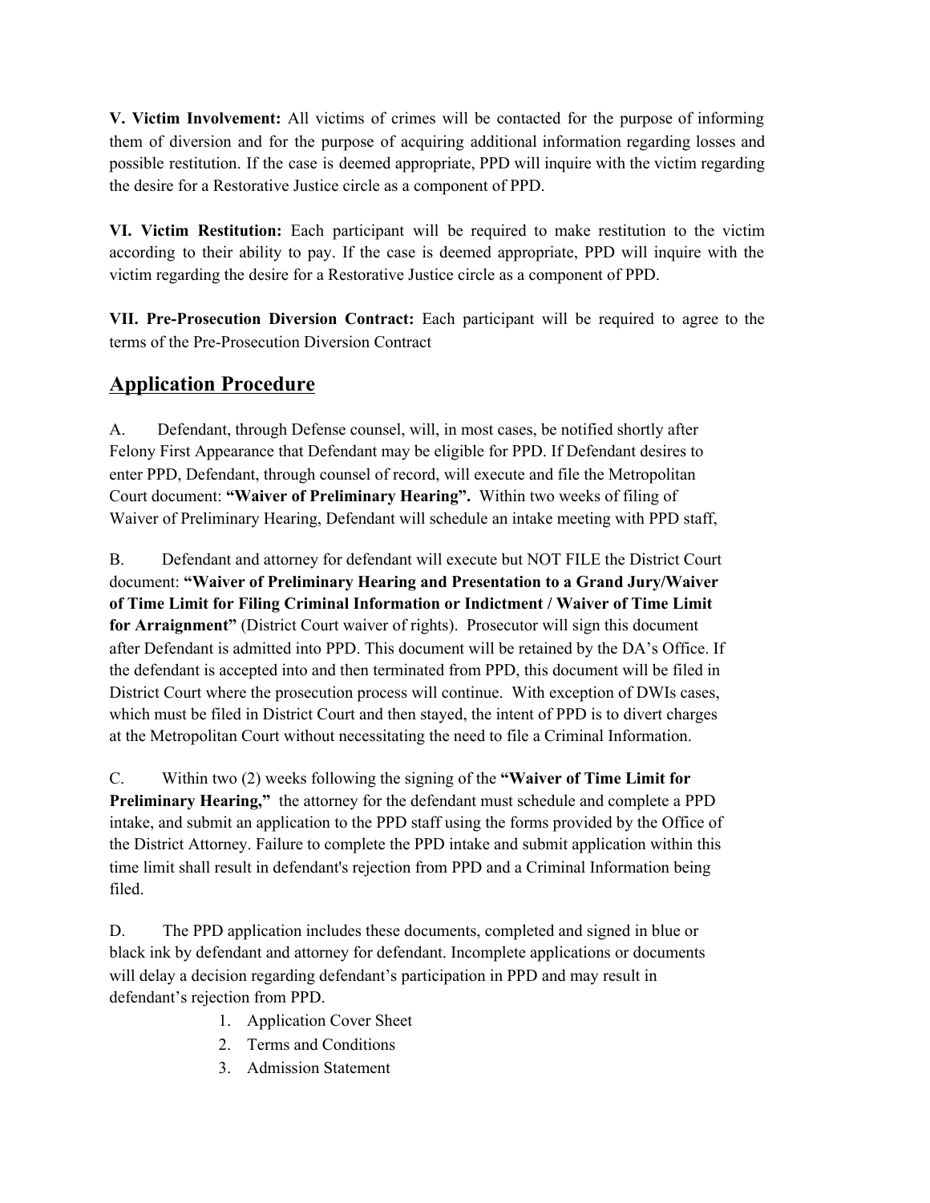**V. Victim Involvement:** All victims of crimes will be contacted for the purpose of informing them of diversion and for the purpose of acquiring additional information regarding losses and possible restitution. If the case is deemed appropriate, PPD will inquire with the victim regarding the desire for a Restorative Justice circle as a component of PPD.

**VI. Victim Restitution:** Each participant will be required to make restitution to the victim according to their ability to pay. If the case is deemed appropriate, PPD will inquire with the victim regarding the desire for a Restorative Justice circle as a component of PPD.

**VII. Pre-Prosecution Diversion Contract:** Each participant will be required to agree to the terms of the Pre-Prosecution Diversion Contract

## Application Procedure

A. Defendant, through Defense counsel, will, in most cases, be notified shortly after Felony First Appearance that Defendant may be eligible for PPD. If Defendant desires to enter PPD, Defendant, through counsel of record, will execute and file the Metropolitan Court document: **"Waiver of Preliminary Hearing".** Within two weeks of filing of Waiver of Preliminary Hearing, Defendant will schedule an intake meeting with PPD staff,

B. Defendant and attorney for defendant will execute but NOT FILE the District Court document: **"Waiver of Preliminary Hearing and Presentation to a Grand Jury/Waiver of Time Limit for Filing Criminal Information or Indictment / Waiver of Time Limit for Arraignment"** (District Court waiver of rights). Prosecutor will sign this document after Defendant is admitted into PPD. This document will be retained by the DA's Office. If the defendant is accepted into and then terminated from PPD, this document will be filed in District Court where the prosecution process will continue. With exception of DWIs cases, which must be filed in District Court and then stayed, the intent of PPD is to divert charges at the Metropolitan Court without necessitating the need to file a Criminal Information.

C. Within two (2) weeks following the signing of the **"Waiver of Time Limit for Preliminary Hearing,"** the attorney for the defendant must schedule and complete a PPD intake, and submit an application to the PPD staff using the forms provided by the Office of the District Attorney. Failure to complete the PPD intake and submit application within this time limit shall result in defendant's rejection from PPD and a Criminal Information being filed.

D. The PPD application includes these documents, completed and signed in blue or black ink by defendant and attorney for defendant. Incomplete applications or documents will delay a decision regarding defendant's participation in PPD and may result in defendant's rejection from PPD.

1. Application Cover Sheet
2. Terms and Conditions
3. Admission Statement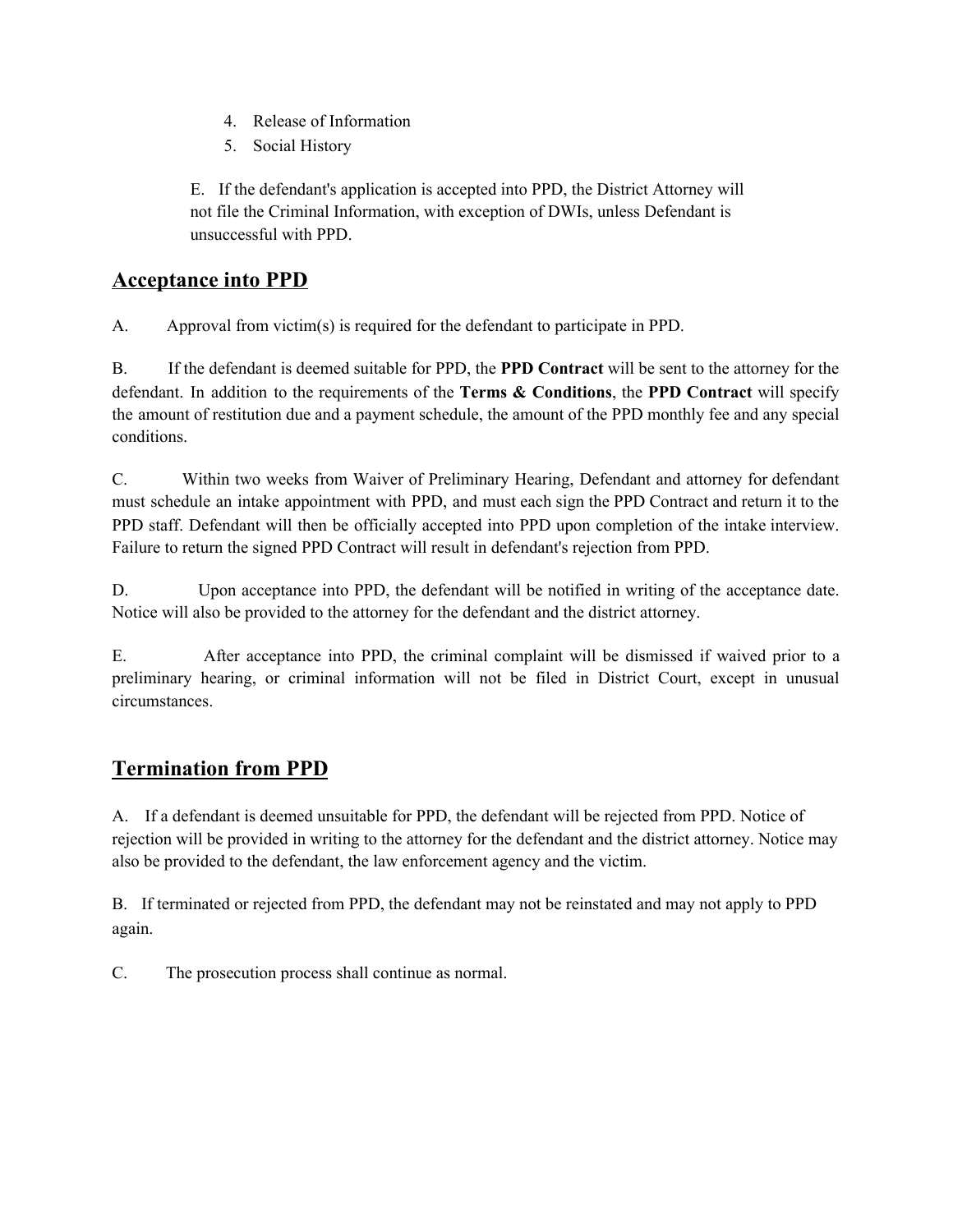4. Release of Information
5. Social History

E. If the defendant's application is accepted into PPD, the District Attorney will not file the Criminal Information, with exception of DWIs, unless Defendant is unsuccessful with PPD.

## Acceptance into PPD

A. Approval from victim(s) is required for the defendant to participate in PPD.

B. If the defendant is deemed suitable for PPD, the **PPD Contract** will be sent to the attorney for the defendant. In addition to the requirements of the **Terms & Conditions**, the **PPD Contract** will specify the amount of restitution due and a payment schedule, the amount of the PPD monthly fee and any special conditions.

C. Within two weeks from Waiver of Preliminary Hearing, Defendant and attorney for defendant must schedule an intake appointment with PPD, and must each sign the PPD Contract and return it to the PPD staff. Defendant will then be officially accepted into PPD upon completion of the intake interview. Failure to return the signed PPD Contract will result in defendant's rejection from PPD.

D. Upon acceptance into PPD, the defendant will be notified in writing of the acceptance date. Notice will also be provided to the attorney for the defendant and the district attorney.

E. After acceptance into PPD, the criminal complaint will be dismissed if waived prior to a preliminary hearing, or criminal information will not be filed in District Court, except in unusual circumstances.

## Termination from PPD

A. If a defendant is deemed unsuitable for PPD, the defendant will be rejected from PPD. Notice of rejection will be provided in writing to the attorney for the defendant and the district attorney. Notice may also be provided to the defendant, the law enforcement agency and the victim.

B. If terminated or rejected from PPD, the defendant may not be reinstated and may not apply to PPD again.

C. The prosecution process shall continue as normal.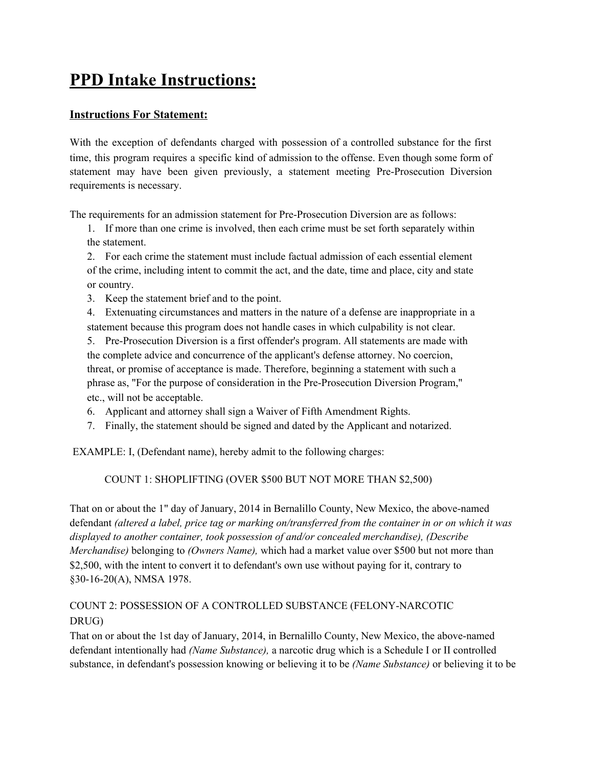# PPD Intake Instructions:

## Instructions For Statement:

With the exception of defendants charged with possession of a controlled substance for the first time, this program requires a specific kind of admission to the offense. Even though some form of statement may have been given previously, a statement meeting Pre-Prosecution Diversion requirements is necessary.

The requirements for an admission statement for Pre-Prosecution Diversion are as follows:

1. If more than one crime is involved, then each crime must be set forth separately within the statement.
2. For each crime the statement must include factual admission of each essential element of the crime, including intent to commit the act, and the date, time and place, city and state or country.
3. Keep the statement brief and to the point.
4. Extenuating circumstances and matters in the nature of a defense are inappropriate in a statement because this program does not handle cases in which culpability is not clear.
5. Pre-Prosecution Diversion is a first offender's program. All statements are made with the complete advice and concurrence of the applicant's defense attorney. No coercion, threat, or promise of acceptance is made. Therefore, beginning a statement with such a phrase as, "For the purpose of consideration in the Pre-Prosecution Diversion Program," etc., will not be acceptable.
6. Applicant and attorney shall sign a Waiver of Fifth Amendment Rights.
7. Finally, the statement should be signed and dated by the Applicant and notarized.

EXAMPLE: I, (Defendant name), hereby admit to the following charges:

COUNT 1: SHOPLIFTING (OVER $500 BUT NOT MORE THAN $2,500)

That on or about the 1" day of January, 2014 in Bernalillo County, New Mexico, the above-named defendant *(altered a label, price tag or marking on/transferred from the container in or on which it was displayed to another container, took possession of and/or concealed merchandise), (Describe Merchandise)* belonging to *(Owners Name),* which had a market value over $500 but not more than $2,500, with the intent to convert it to defendant's own use without paying for it, contrary to §30-16-20(A), NMSA 1978.

COUNT 2: POSSESSION OF A CONTROLLED SUBSTANCE (FELONY-NARCOTIC DRUG)

That on or about the 1st day of January, 2014, in Bernalillo County, New Mexico, the above-named defendant intentionally had *(Name Substance),* a narcotic drug which is a Schedule I or II controlled substance, in defendant's possession knowing or believing it to be *(Name Substance)* or believing it to be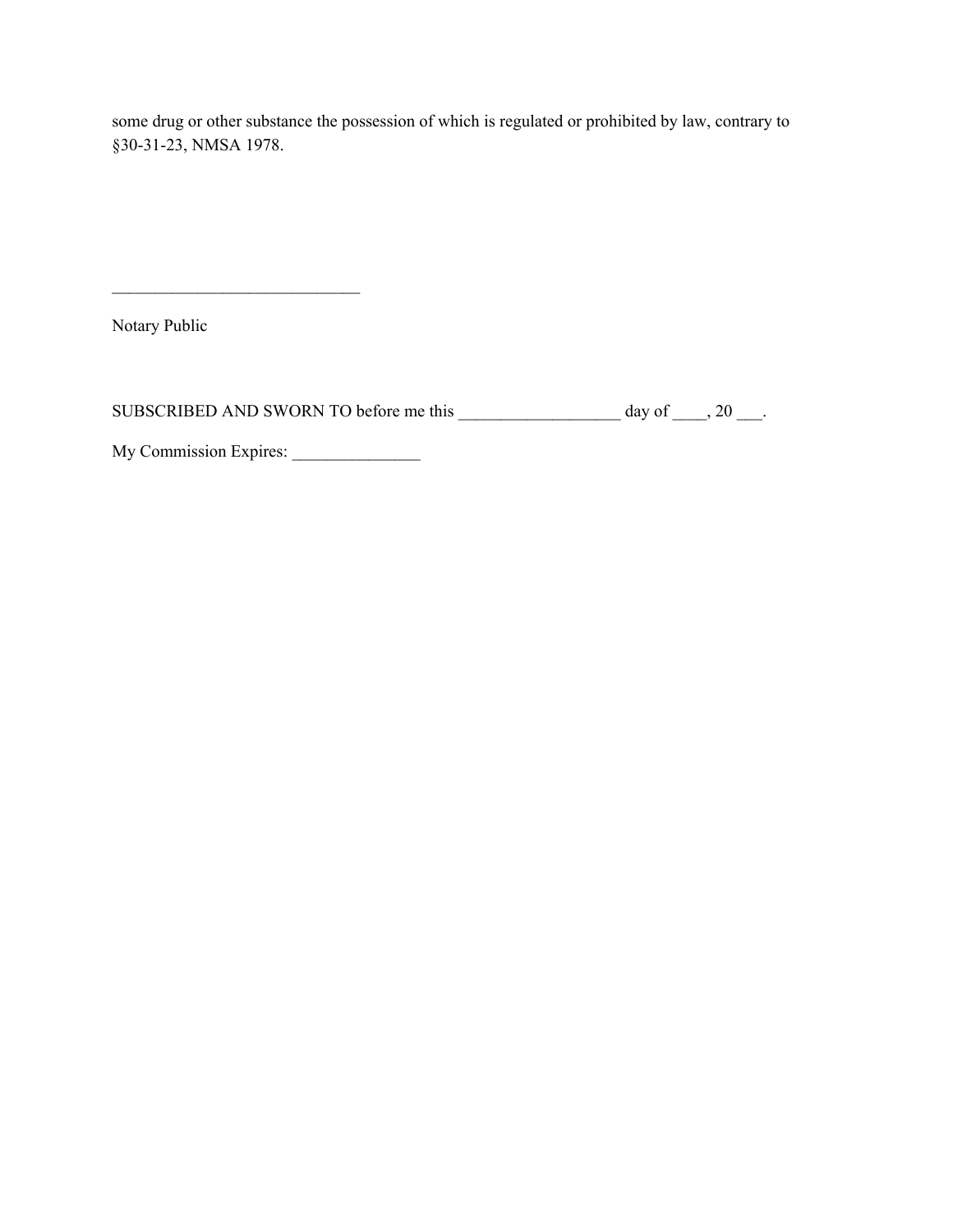some drug or other substance the possession of which is regulated or prohibited by law, contrary to §30-31-23, NMSA 1978.

_____________________________

Notary Public

SUBSCRIBED AND SWORN TO before me this ___________________ day of ____, 20 ___.

My Commission Expires: _______________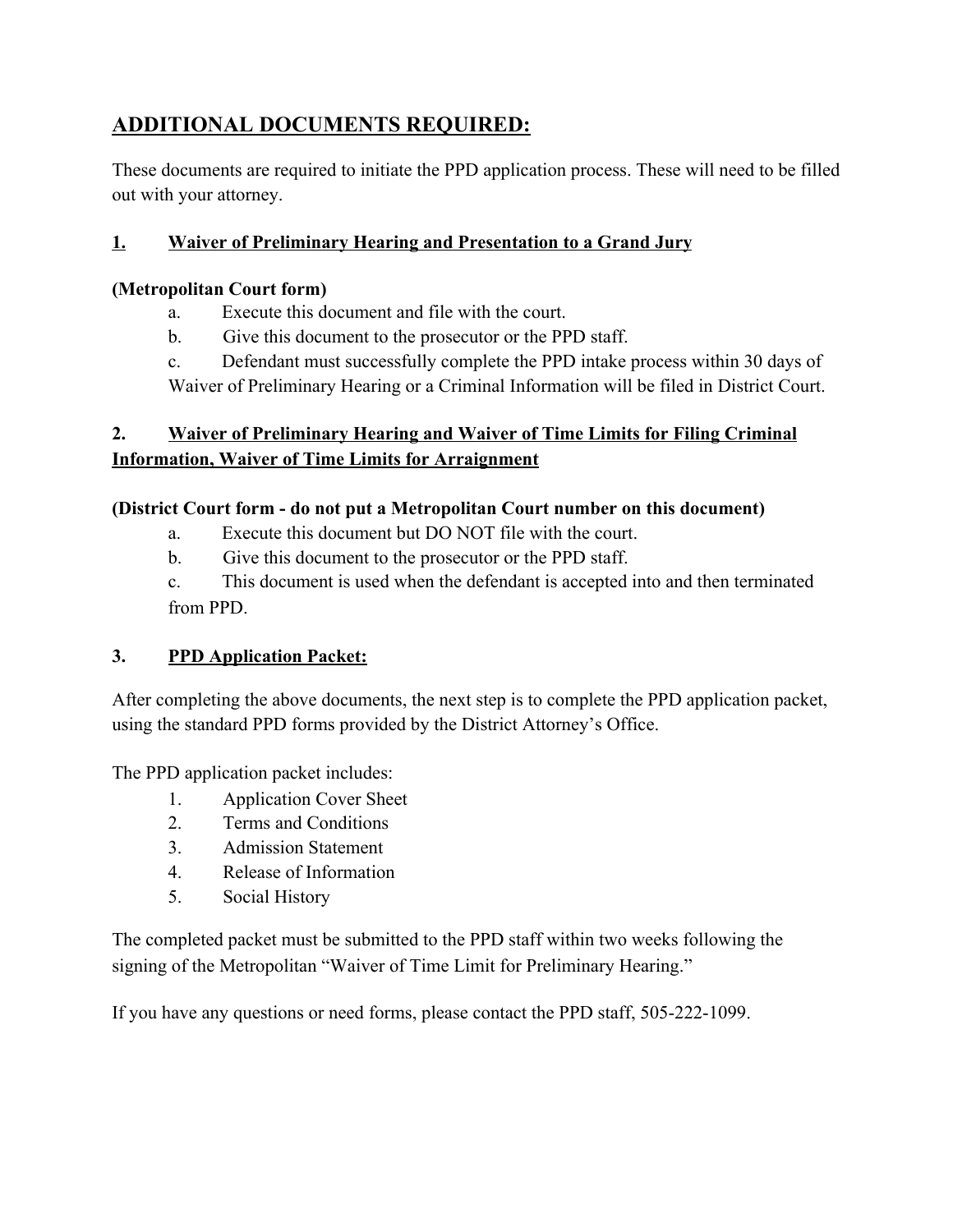## ADDITIONAL DOCUMENTS REQUIRED:

These documents are required to initiate the PPD application process. These will need to be filled out with your attorney.

### 1. Waiver of Preliminary Hearing and Presentation to a Grand Jury

**(Metropolitan Court form)**

a. Execute this document and file with the court.

b. Give this document to the prosecutor or the PPD staff.

c. Defendant must successfully complete the PPD intake process within 30 days of Waiver of Preliminary Hearing or a Criminal Information will be filed in District Court.

### 2. Waiver of Preliminary Hearing and Waiver of Time Limits for Filing Criminal Information, Waiver of Time Limits for Arraignment

**(District Court form - do not put a Metropolitan Court number on this document)**

a. Execute this document but DO NOT file with the court.

b. Give this document to the prosecutor or the PPD staff.

c. This document is used when the defendant is accepted into and then terminated from PPD.

### 3. PPD Application Packet:

After completing the above documents, the next step is to complete the PPD application packet, using the standard PPD forms provided by the District Attorney's Office.

The PPD application packet includes:

1. Application Cover Sheet
2. Terms and Conditions
3. Admission Statement
4. Release of Information
5. Social History

The completed packet must be submitted to the PPD staff within two weeks following the signing of the Metropolitan "Waiver of Time Limit for Preliminary Hearing."

If you have any questions or need forms, please contact the PPD staff, 505-222-1099.